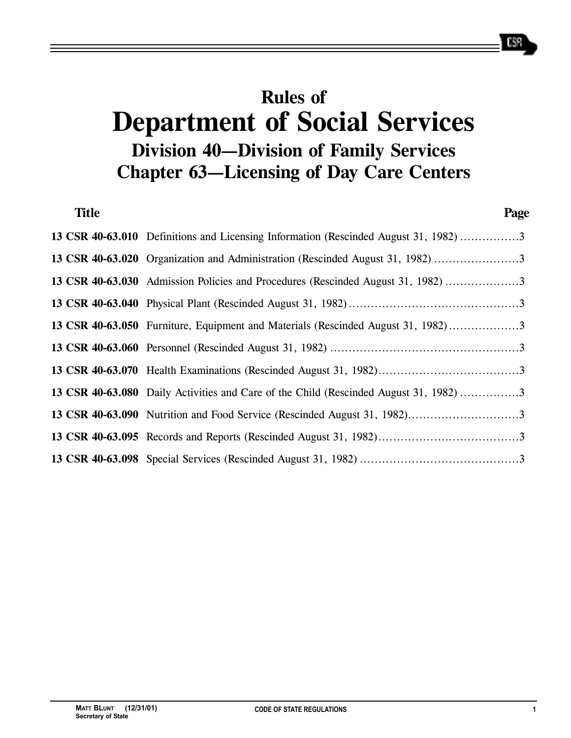# Rules of
# Department of Social Services
## Division 40—Division of Family Services
## Chapter 63—Licensing of Day Care Centers

| Title | | Page |
|---|---|---|
| 13 CSR 40-63.010 | Definitions and Licensing Information (Rescinded August 31, 1982) | 3 |
| 13 CSR 40-63.020 | Organization and Administration (Rescinded August 31, 1982) | 3 |
| 13 CSR 40-63.030 | Admission Policies and Procedures (Rescinded August 31, 1982) | 3 |
| 13 CSR 40-63.040 | Physical Plant (Rescinded August 31, 1982) | 3 |
| 13 CSR 40-63.050 | Furniture, Equipment and Materials (Rescinded August 31, 1982) | 3 |
| 13 CSR 40-63.060 | Personnel (Rescinded August 31, 1982) | 3 |
| 13 CSR 40-63.070 | Health Examinations (Rescinded August 31, 1982) | 3 |
| 13 CSR 40-63.080 | Daily Activities and Care of the Child (Rescinded August 31, 1982) | 3 |
| 13 CSR 40-63.090 | Nutrition and Food Service (Rescinded August 31, 1982) | 3 |
| 13 CSR 40-63.095 | Records and Reports (Rescinded August 31, 1982) | 3 |
| 13 CSR 40-63.098 | Special Services (Rescinded August 31, 1982) | 3 |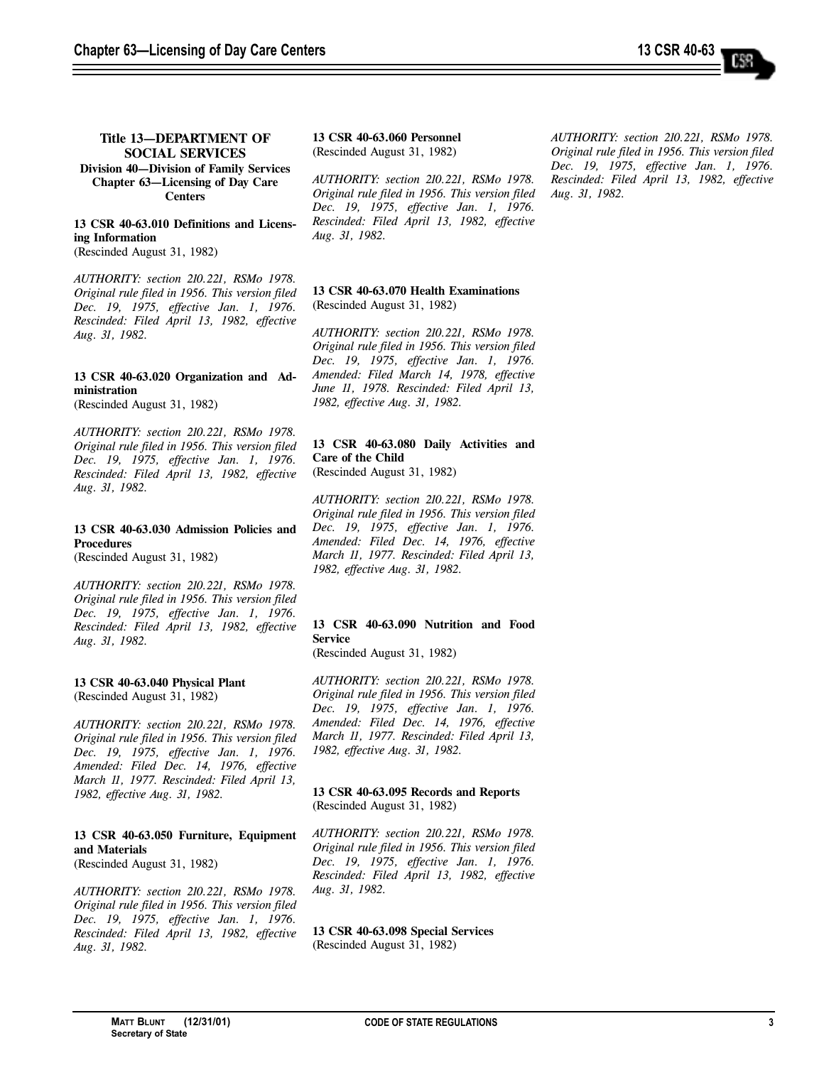**Title 13—DEPARTMENT OF SOCIAL SERVICES**
**Division 40—Division of Family Services**
**Chapter 63—Licensing of Day Care Centers**

**13 CSR 40-63.010 Definitions and Licensing Information**
(Rescinded August 31, 1982)

*AUTHORITY: section 210.221, RSMo 1978. Original rule filed in 1956. This version filed Dec. 19, 1975, effective Jan. 1, 1976. Rescinded: Filed April 13, 1982, effective Aug. 31, 1982.*

**13 CSR 40-63.020 Organization and Administration**
(Rescinded August 31, 1982)

*AUTHORITY: section 210.221, RSMo 1978. Original rule filed in 1956. This version filed Dec. 19, 1975, effective Jan. 1, 1976. Rescinded: Filed April 13, 1982, effective Aug. 31, 1982.*

**13 CSR 40-63.030 Admission Policies and Procedures**
(Rescinded August 31, 1982)

*AUTHORITY: section 210.221, RSMo 1978. Original rule filed in 1956. This version filed Dec. 19, 1975, effective Jan. 1, 1976. Rescinded: Filed April 13, 1982, effective Aug. 31, 1982.*

**13 CSR 40-63.040 Physical Plant**
(Rescinded August 31, 1982)

*AUTHORITY: section 210.221, RSMo 1978. Original rule filed in 1956. This version filed Dec. 19, 1975, effective Jan. 1, 1976. Amended: Filed Dec. 14, 1976, effective March 11, 1977. Rescinded: Filed April 13, 1982, effective Aug. 31, 1982.*

**13 CSR 40-63.050 Furniture, Equipment and Materials**
(Rescinded August 31, 1982)

*AUTHORITY: section 210.221, RSMo 1978. Original rule filed in 1956. This version filed Dec. 19, 1975, effective Jan. 1, 1976. Rescinded: Filed April 13, 1982, effective Aug. 31, 1982.*

**13 CSR 40-63.060 Personnel**
(Rescinded August 31, 1982)

*AUTHORITY: section 210.221, RSMo 1978. Original rule filed in 1956. This version filed Dec. 19, 1975, effective Jan. 1, 1976. Rescinded: Filed April 13, 1982, effective Aug. 31, 1982.*

**13 CSR 40-63.070 Health Examinations**
(Rescinded August 31, 1982)

*AUTHORITY: section 210.221, RSMo 1978. Original rule filed in 1956. This version filed Dec. 19, 1975, effective Jan. 1, 1976. Amended: Filed March 14, 1978, effective June 11, 1978. Rescinded: Filed April 13, 1982, effective Aug. 31, 1982.*

**13 CSR 40-63.080 Daily Activities and Care of the Child**
(Rescinded August 31, 1982)

*AUTHORITY: section 210.221, RSMo 1978. Original rule filed in 1956. This version filed Dec. 19, 1975, effective Jan. 1, 1976. Amended: Filed Dec. 14, 1976, effective March 11, 1977. Rescinded: Filed April 13, 1982, effective Aug. 31, 1982.*

**13 CSR 40-63.090 Nutrition and Food Service**
(Rescinded August 31, 1982)

*AUTHORITY: section 210.221, RSMo 1978. Original rule filed in 1956. This version filed Dec. 19, 1975, effective Jan. 1, 1976. Amended: Filed Dec. 14, 1976, effective March 11, 1977. Rescinded: Filed April 13, 1982, effective Aug. 31, 1982.*

**13 CSR 40-63.095 Records and Reports**
(Rescinded August 31, 1982)

*AUTHORITY: section 210.221, RSMo 1978. Original rule filed in 1956. This version filed Dec. 19, 1975, effective Jan. 1, 1976. Rescinded: Filed April 13, 1982, effective Aug. 31, 1982.*

**13 CSR 40-63.098 Special Services**
(Rescinded August 31, 1982)

*AUTHORITY: section 210.221, RSMo 1978. Original rule filed in 1956. This version filed Dec. 19, 1975, effective Jan. 1, 1976. Rescinded: Filed April 13, 1982, effective Aug. 31, 1982.*